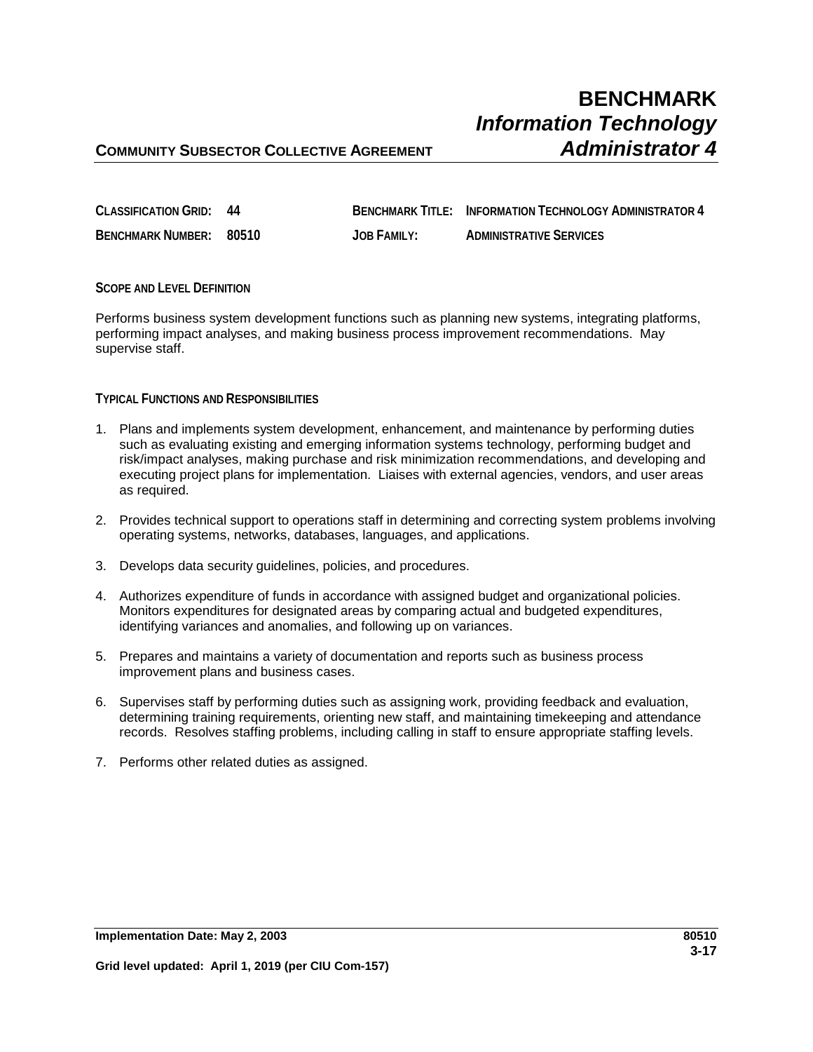# BENCHMARK
## *Information Technology Administrator 4*

**COMMUNITY SUBSECTOR COLLECTIVE AGREEMENT**

| | | | |
|---|---|---|---|
| **CLASSIFICATION GRID:** | **44** | **BENCHMARK TITLE:** | **INFORMATION TECHNOLOGY ADMINISTRATOR 4** |
| **BENCHMARK NUMBER:** | **80510** | **JOB FAMILY:** | **ADMINISTRATIVE SERVICES** |

**SCOPE AND LEVEL DEFINITION**

Performs business system development functions such as planning new systems, integrating platforms, performing impact analyses, and making business process improvement recommendations. May supervise staff.

**TYPICAL FUNCTIONS AND RESPONSIBILITIES**

1. Plans and implements system development, enhancement, and maintenance by performing duties such as evaluating existing and emerging information systems technology, performing budget and risk/impact analyses, making purchase and risk minimization recommendations, and developing and executing project plans for implementation. Liaises with external agencies, vendors, and user areas as required.

2. Provides technical support to operations staff in determining and correcting system problems involving operating systems, networks, databases, languages, and applications.

3. Develops data security guidelines, policies, and procedures.

4. Authorizes expenditure of funds in accordance with assigned budget and organizational policies. Monitors expenditures for designated areas by comparing actual and budgeted expenditures, identifying variances and anomalies, and following up on variances.

5. Prepares and maintains a variety of documentation and reports such as business process improvement plans and business cases.

6. Supervises staff by performing duties such as assigning work, providing feedback and evaluation, determining training requirements, orienting new staff, and maintaining timekeeping and attendance records. Resolves staffing problems, including calling in staff to ensure appropriate staffing levels.

7. Performs other related duties as assigned.

**Implementation Date: May 2, 2003**

**Grid level updated: April 1, 2019 (per CIU Com-157)**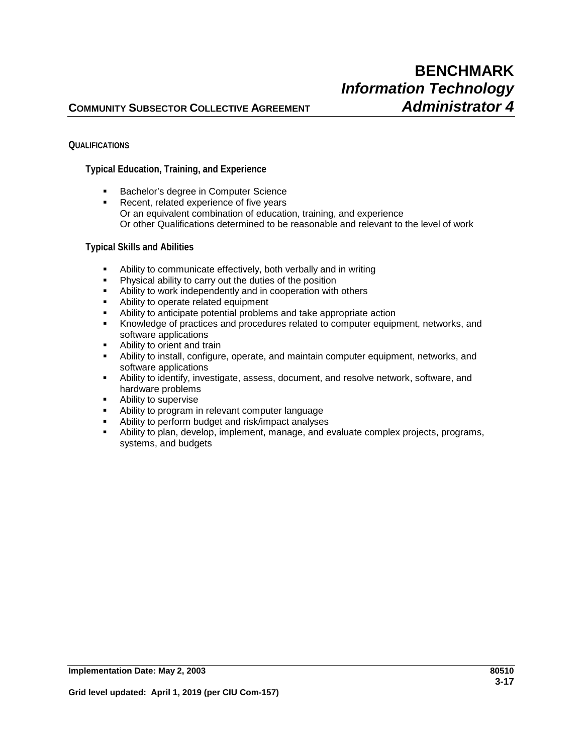### QUALIFICATIONS

#### Typical Education, Training, and Experience

- Bachelor's degree in Computer Science
- Recent, related experience of five years
  Or an equivalent combination of education, training, and experience
  Or other Qualifications determined to be reasonable and relevant to the level of work

#### Typical Skills and Abilities

- Ability to communicate effectively, both verbally and in writing
- Physical ability to carry out the duties of the position
- Ability to work independently and in cooperation with others
- Ability to operate related equipment
- Ability to anticipate potential problems and take appropriate action
- Knowledge of practices and procedures related to computer equipment, networks, and software applications
- Ability to orient and train
- Ability to install, configure, operate, and maintain computer equipment, networks, and software applications
- Ability to identify, investigate, assess, document, and resolve network, software, and hardware problems
- Ability to supervise
- Ability to program in relevant computer language
- Ability to perform budget and risk/impact analyses
- Ability to plan, develop, implement, manage, and evaluate complex projects, programs, systems, and budgets

**Implementation Date: May 2, 2003** — **80510**

**Grid level updated: April 1, 2019 (per CIU Com-157)**